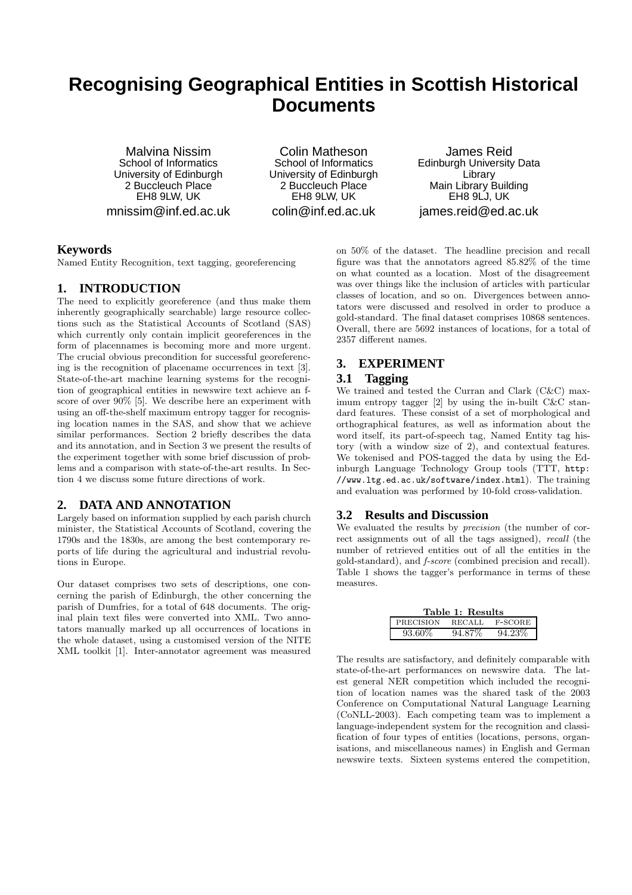# Recognising Geographical Entities in Scottish Historical Documents

Malvina Nissim
School of Informatics
University of Edinburgh
2 Buccleuch Place
EH8 9LW, UK
mnissim@inf.ed.ac.uk

Colin Matheson
School of Informatics
University of Edinburgh
2 Buccleuch Place
EH8 9LW, UK
colin@inf.ed.ac.uk

James Reid
Edinburgh University Data Library
Main Library Building
EH8 9LJ, UK
james.reid@ed.ac.uk

## Keywords

Named Entity Recognition, text tagging, georeferencing

## 1. INTRODUCTION

The need to explicitly georeference (and thus make them inherently geographically searchable) large resource collections such as the Statistical Accounts of Scotland (SAS) which currently only contain implicit georeferences in the form of placenames is becoming more and more urgent. The crucial obvious precondition for successful georeferencing is the recognition of placename occurrences in text [3]. State-of-the-art machine learning systems for the recognition of geographical entities in newswire text achieve an f-score of over 90% [5]. We describe here an experiment with using an off-the-shelf maximum entropy tagger for recognising location names in the SAS, and show that we achieve similar performances. Section 2 briefly describes the data and its annotation, and in Section 3 we present the results of the experiment together with some brief discussion of problems and a comparison with state-of-the-art results. In Section 4 we discuss some future directions of work.

## 2. DATA AND ANNOTATION

Largely based on information supplied by each parish church minister, the Statistical Accounts of Scotland, covering the 1790s and the 1830s, are among the best contemporary reports of life during the agricultural and industrial revolutions in Europe.

Our dataset comprises two sets of descriptions, one concerning the parish of Edinburgh, the other concerning the parish of Dumfries, for a total of 648 documents. The original plain text files were converted into XML. Two annotators manually marked up all occurrences of locations in the whole dataset, using a customised version of the NITE XML toolkit [1]. Inter-annotator agreement was measured on 50% of the dataset. The headline precision and recall figure was that the annotators agreed 85.82% of the time on what counted as a location. Most of the disagreement was over things like the inclusion of articles with particular classes of location, and so on. Divergences between annotators were discussed and resolved in order to produce a gold-standard. The final dataset comprises 10868 sentences. Overall, there are 5692 instances of locations, for a total of 2357 different names.

## 3. EXPERIMENT

### 3.1 Tagging

We trained and tested the Curran and Clark (C&C) maximum entropy tagger [2] by using the in-built C&C standard features. These consist of a set of morphological and orthographical features, as well as information about the word itself, its part-of-speech tag, Named Entity tag history (with a window size of 2), and contextual features. We tokenised and POS-tagged the data by using the Edinburgh Language Technology Group tools (TTT, http://www.ltg.ed.ac.uk/software/index.html). The training and evaluation was performed by 10-fold cross-validation.

### 3.2 Results and Discussion

We evaluated the results by *precision* (the number of correct assignments out of all the tags assigned), *recall* (the number of retrieved entities out of all the entities in the gold-standard), and *f-score* (combined precision and recall). Table 1 shows the tagger's performance in terms of these measures.

**Table 1: Results**

| PRECISION | RECALL | F-SCORE |
|---|---|---|
| 93.60% | 94.87% | 94.23% |

The results are satisfactory, and definitely comparable with state-of-the-art performances on newswire data. The latest general NER competition which included the recognition of location names was the shared task of the 2003 Conference on Computational Natural Language Learning (CoNLL-2003). Each competing team was to implement a language-independent system for the recognition and classification of four types of entities (locations, persons, organisations, and miscellaneous names) in English and German newswire texts. Sixteen systems entered the competition,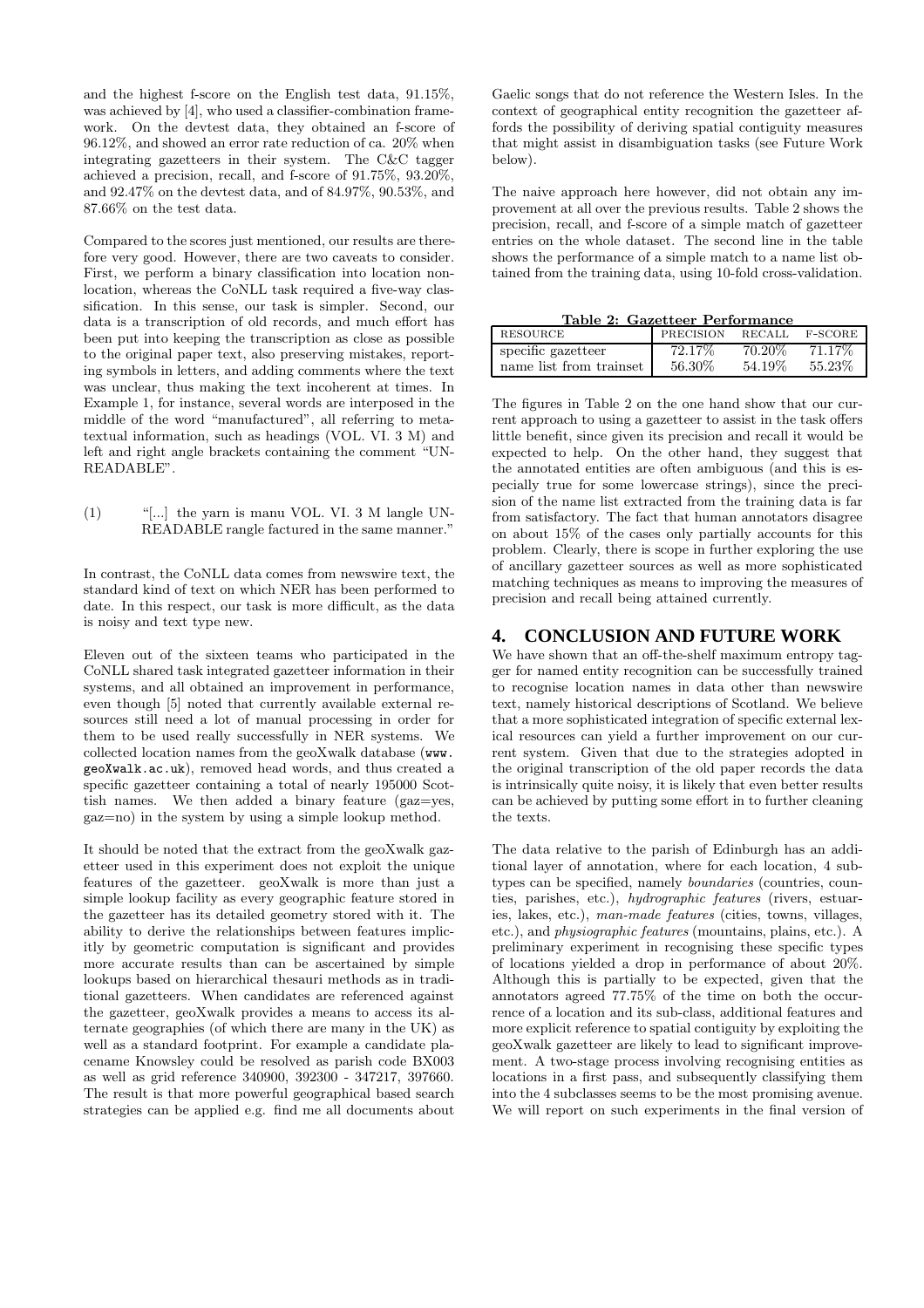and the highest f-score on the English test data, 91.15%, was achieved by [4], who used a classifier-combination framework. On the devtest data, they obtained an f-score of 96.12%, and showed an error rate reduction of ca. 20% when integrating gazetteers in their system. The C&C tagger achieved a precision, recall, and f-score of 91.75%, 93.20%, and 92.47% on the devtest data, and of 84.97%, 90.53%, and 87.66% on the test data.

Compared to the scores just mentioned, our results are therefore very good. However, there are two caveats to consider. First, we perform a binary classification into location non-location, whereas the CoNLL task required a five-way classification. In this sense, our task is simpler. Second, our data is a transcription of old records, and much effort has been put into keeping the transcription as close as possible to the original paper text, also preserving mistakes, reporting symbols in letters, and adding comments where the text was unclear, thus making the text incoherent at times. In Example 1, for instance, several words are interposed in the middle of the word "manufactured", all referring to metatextual information, such as headings (VOL. VI. 3 M) and left and right angle brackets containing the comment "UNREADABLE".

(1) "[...] the yarn is manu VOL. VI. 3 M langle UNREADABLE rangle factured in the same manner."

In contrast, the CoNLL data comes from newswire text, the standard kind of text on which NER has been performed to date. In this respect, our task is more difficult, as the data is noisy and text type new.

Eleven out of the sixteen teams who participated in the CoNLL shared task integrated gazetteer information in their systems, and all obtained an improvement in performance, even though [5] noted that currently available external resources still need a lot of manual processing in order for them to be used really successfully in NER systems. We collected location names from the geoXwalk database (www.geoXwalk.ac.uk), removed head words, and thus created a specific gazetteer containing a total of nearly 195000 Scottish names. We then added a binary feature (gaz=yes, gaz=no) in the system by using a simple lookup method.

It should be noted that the extract from the geoXwalk gazetteer used in this experiment does not exploit the unique features of the gazetteer. geoXwalk is more than just a simple lookup facility as every geographic feature stored in the gazetteer has its detailed geometry stored with it. The ability to derive the relationships between features implicitly by geometric computation is significant and provides more accurate results than can be ascertained by simple lookups based on hierarchical thesauri methods as in traditional gazetteers. When candidates are referenced against the gazetteer, geoXwalk provides a means to access its alternate geographies (of which there are many in the UK) as well as a standard footprint. For example a candidate placename Knowsley could be resolved as parish code BX003 as well as grid reference 340900, 392300 - 347217, 397660. The result is that more powerful geographical based search strategies can be applied e.g. find me all documents about Gaelic songs that do not reference the Western Isles. In the context of geographical entity recognition the gazetteer affords the possibility of deriving spatial contiguity measures that might assist in disambiguation tasks (see Future Work below).

The naive approach here however, did not obtain any improvement at all over the previous results. Table 2 shows the precision, recall, and f-score of a simple match of gazetteer entries on the whole dataset. The second line in the table shows the performance of a simple match to a name list obtained from the training data, using 10-fold cross-validation.

**Table 2: Gazetteer Performance**

| RESOURCE | PRECISION | RECALL | F-SCORE |
|---|---|---|---|
| specific gazetteer | 72.17% | 70.20% | 71.17% |
| name list from trainset | 56.30% | 54.19% | 55.23% |

The figures in Table 2 on the one hand show that our current approach to using a gazetteer to assist in the task offers little benefit, since given its precision and recall it would be expected to help. On the other hand, they suggest that the annotated entities are often ambiguous (and this is especially true for some lowercase strings), since the precision of the name list extracted from the training data is far from satisfactory. The fact that human annotators disagree on about 15% of the cases only partially accounts for this problem. Clearly, there is scope in further exploring the use of ancillary gazetteer sources as well as more sophisticated matching techniques as means to improving the measures of precision and recall being attained currently.

## 4. CONCLUSION AND FUTURE WORK

We have shown that an off-the-shelf maximum entropy tagger for named entity recognition can be successfully trained to recognise location names in data other than newswire text, namely historical descriptions of Scotland. We believe that a more sophisticated integration of specific external lexical resources can yield a further improvement on our current system. Given that due to the strategies adopted in the original transcription of the old paper records the data is intrinsically quite noisy, it is likely that even better results can be achieved by putting some effort in to further cleaning the texts.

The data relative to the parish of Edinburgh has an additional layer of annotation, where for each location, 4 subtypes can be specified, namely *boundaries* (countries, counties, parishes, etc.), *hydrographic features* (rivers, estuaries, lakes, etc.), *man-made features* (cities, towns, villages, etc.), and *physiographic features* (mountains, plains, etc.). A preliminary experiment in recognising these specific types of locations yielded a drop in performance of about 20%. Although this is partially to be expected, given that the annotators agreed 77.75% of the time on both the occurrence of a location and its sub-class, additional features and more explicit reference to spatial contiguity by exploiting the geoXwalk gazetteer are likely to lead to significant improvement. A two-stage process involving recognising entities as locations in a first pass, and subsequently classifying them into the 4 subclasses seems to be the most promising avenue. We will report on such experiments in the final version of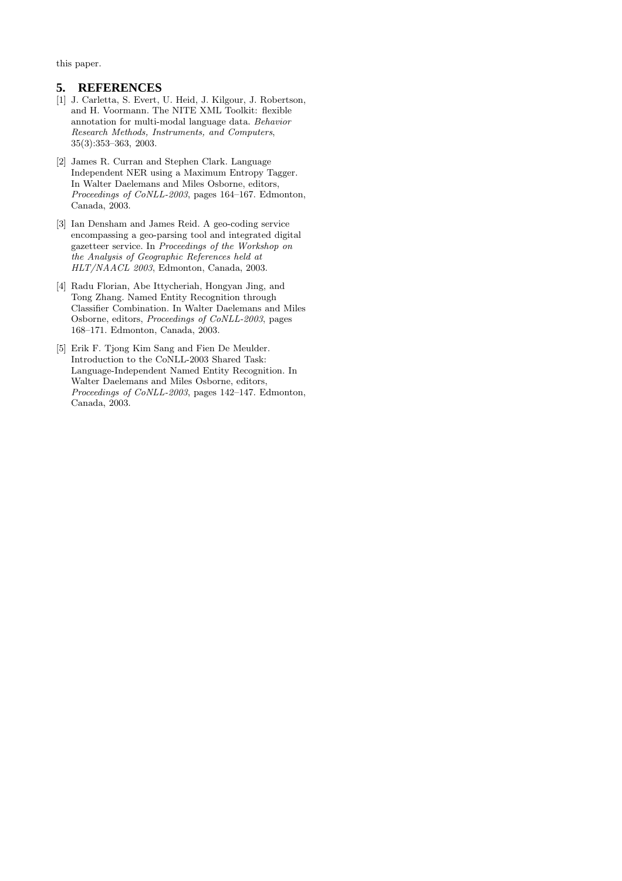this paper.

## 5. REFERENCES

[1] J. Carletta, S. Evert, U. Heid, J. Kilgour, J. Robertson, and H. Voormann. The NITE XML Toolkit: flexible annotation for multi-modal language data. *Behavior Research Methods, Instruments, and Computers*, 35(3):353–363, 2003.

[2] James R. Curran and Stephen Clark. Language Independent NER using a Maximum Entropy Tagger. In Walter Daelemans and Miles Osborne, editors, *Proceedings of CoNLL-2003*, pages 164–167. Edmonton, Canada, 2003.

[3] Ian Densham and James Reid. A geo-coding service encompassing a geo-parsing tool and integrated digital gazetteer service. In *Proceedings of the Workshop on the Analysis of Geographic References held at HLT/NAACL 2003*, Edmonton, Canada, 2003.

[4] Radu Florian, Abe Ittycheriah, Hongyan Jing, and Tong Zhang. Named Entity Recognition through Classifier Combination. In Walter Daelemans and Miles Osborne, editors, *Proceedings of CoNLL-2003*, pages 168–171. Edmonton, Canada, 2003.

[5] Erik F. Tjong Kim Sang and Fien De Meulder. Introduction to the CoNLL-2003 Shared Task: Language-Independent Named Entity Recognition. In Walter Daelemans and Miles Osborne, editors, *Proceedings of CoNLL-2003*, pages 142–147. Edmonton, Canada, 2003.